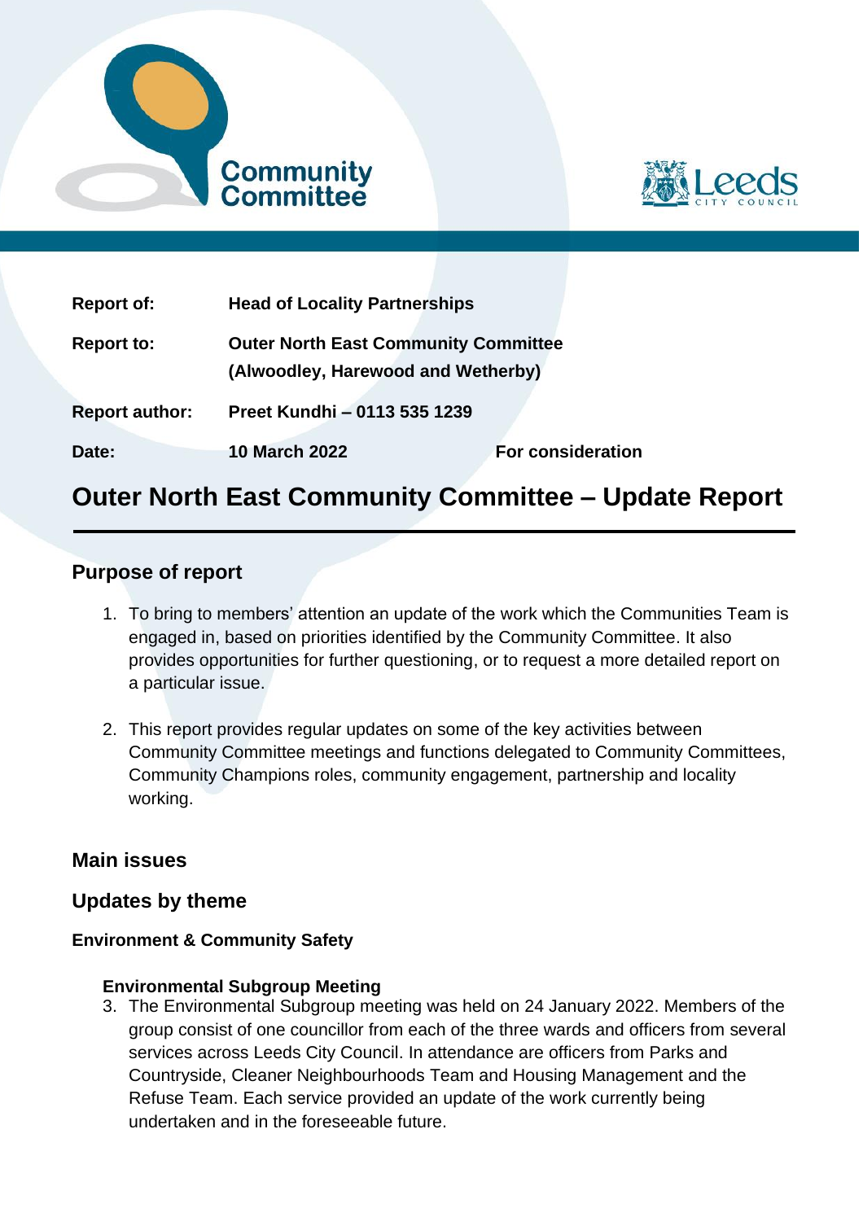| | | |
|---|---|---|
| **Report of:** | **Head of Locality Partnerships** | |
| **Report to:** | **Outer North East Community Committee (Alwoodley, Harewood and Wetherby)** | |
| **Report author:** | **Preet Kundhi – 0113 535 1239** | |
| **Date:** | **10 March 2022** | **For consideration** |

# Outer North East Community Committee – Update Report

## Purpose of report

1. To bring to members' attention an update of the work which the Communities Team is engaged in, based on priorities identified by the Community Committee. It also provides opportunities for further questioning, or to request a more detailed report on a particular issue.

2. This report provides regular updates on some of the key activities between Community Committee meetings and functions delegated to Community Committees, Community Champions roles, community engagement, partnership and locality working.

## Main issues

## Updates by theme

### Environment & Community Safety

#### Environmental Subgroup Meeting

3. The Environmental Subgroup meeting was held on 24 January 2022. Members of the group consist of one councillor from each of the three wards and officers from several services across Leeds City Council. In attendance are officers from Parks and Countryside, Cleaner Neighbourhoods Team and Housing Management and the Refuse Team. Each service provided an update of the work currently being undertaken and in the foreseeable future.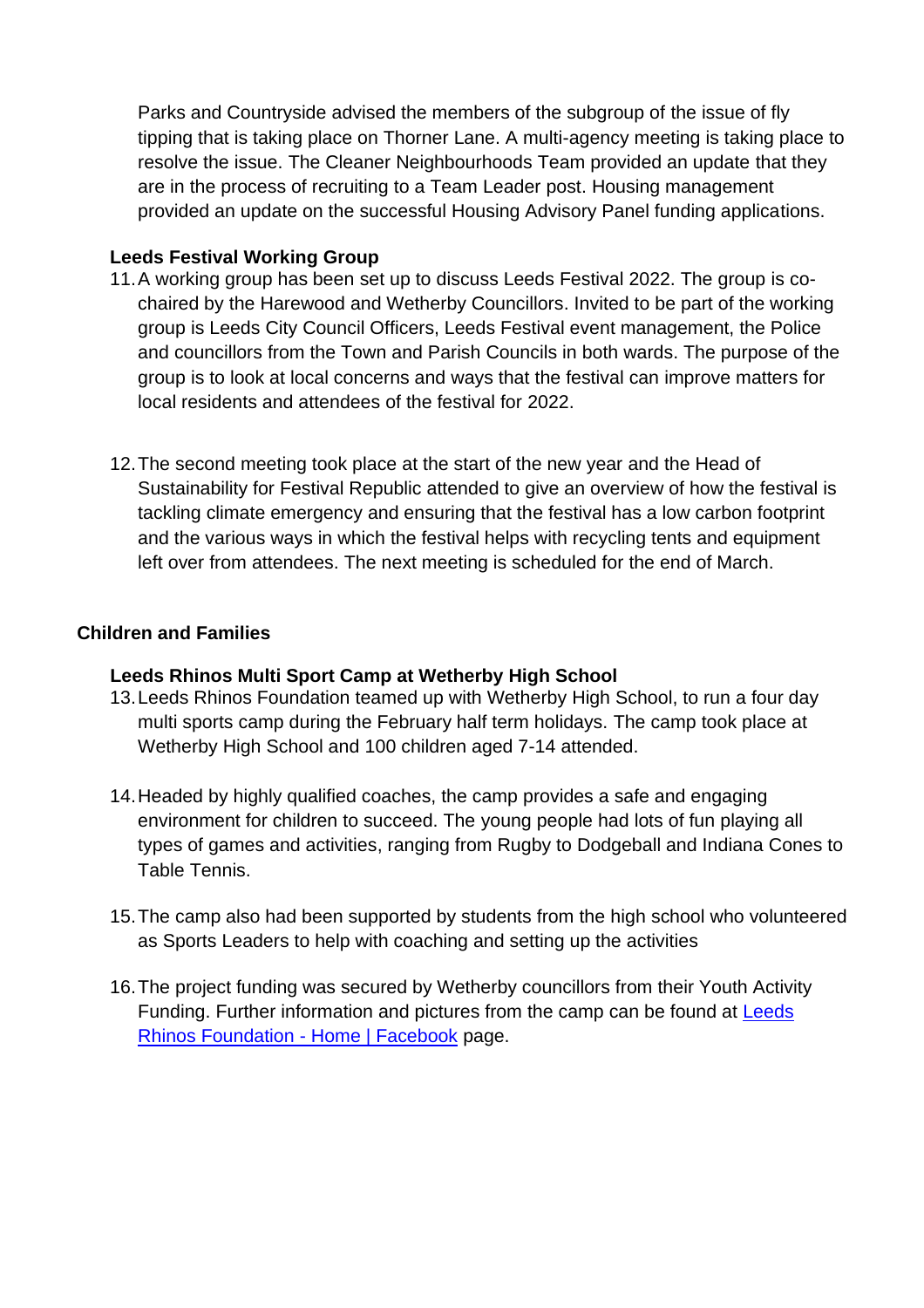Parks and Countryside advised the members of the subgroup of the issue of fly tipping that is taking place on Thorner Lane. A multi-agency meeting is taking place to resolve the issue. The Cleaner Neighbourhoods Team provided an update that they are in the process of recruiting to a Team Leader post. Housing management provided an update on the successful Housing Advisory Panel funding applications.

**Leeds Festival Working Group**

11. A working group has been set up to discuss Leeds Festival 2022. The group is co-chaired by the Harewood and Wetherby Councillors. Invited to be part of the working group is Leeds City Council Officers, Leeds Festival event management, the Police and councillors from the Town and Parish Councils in both wards. The purpose of the group is to look at local concerns and ways that the festival can improve matters for local residents and attendees of the festival for 2022.

12. The second meeting took place at the start of the new year and the Head of Sustainability for Festival Republic attended to give an overview of how the festival is tackling climate emergency and ensuring that the festival has a low carbon footprint and the various ways in which the festival helps with recycling tents and equipment left over from attendees. The next meeting is scheduled for the end of March.

## Children and Families

**Leeds Rhinos Multi Sport Camp at Wetherby High School**

13. Leeds Rhinos Foundation teamed up with Wetherby High School, to run a four day multi sports camp during the February half term holidays. The camp took place at Wetherby High School and 100 children aged 7-14 attended.

14. Headed by highly qualified coaches, the camp provides a safe and engaging environment for children to succeed. The young people had lots of fun playing all types of games and activities, ranging from Rugby to Dodgeball and Indiana Cones to Table Tennis.

15. The camp also had been supported by students from the high school who volunteered as Sports Leaders to help with coaching and setting up the activities

16. The project funding was secured by Wetherby councillors from their Youth Activity Funding. Further information and pictures from the camp can be found at [Leeds Rhinos Foundation - Home | Facebook] page.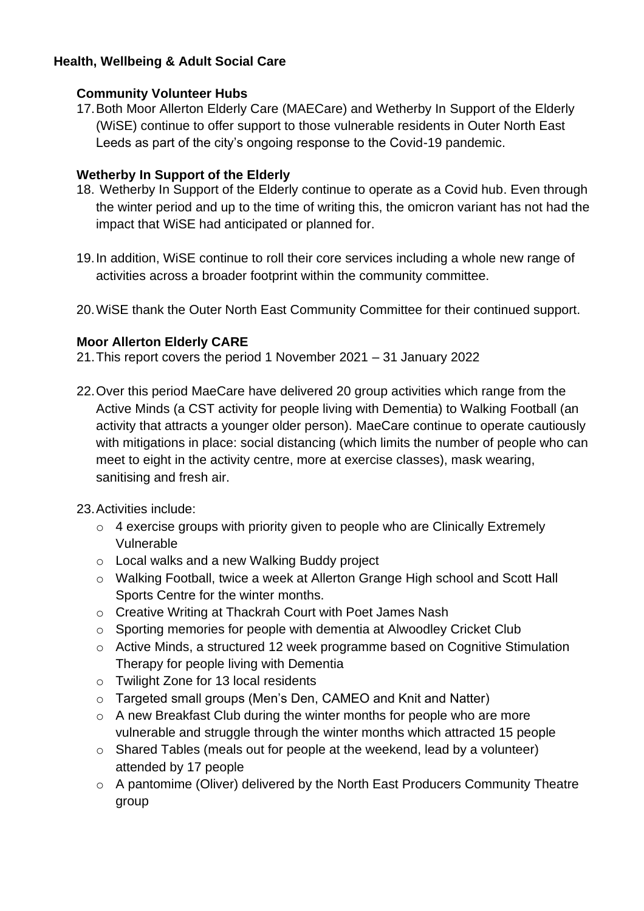## Health, Wellbeing & Adult Social Care

### Community Volunteer Hubs

17. Both Moor Allerton Elderly Care (MAECare) and Wetherby In Support of the Elderly (WiSE) continue to offer support to those vulnerable residents in Outer North East Leeds as part of the city's ongoing response to the Covid-19 pandemic.

### Wetherby In Support of the Elderly

18. Wetherby In Support of the Elderly continue to operate as a Covid hub. Even through the winter period and up to the time of writing this, the omicron variant has not had the impact that WiSE had anticipated or planned for.

19. In addition, WiSE continue to roll their core services including a whole new range of activities across a broader footprint within the community committee.

20. WiSE thank the Outer North East Community Committee for their continued support.

### Moor Allerton Elderly CARE

21. This report covers the period 1 November 2021 – 31 January 2022

22. Over this period MaeCare have delivered 20 group activities which range from the Active Minds (a CST activity for people living with Dementia) to Walking Football (an activity that attracts a younger older person). MaeCare continue to operate cautiously with mitigations in place: social distancing (which limits the number of people who can meet to eight in the activity centre, more at exercise classes), mask wearing, sanitising and fresh air.

23. Activities include:
    - 4 exercise groups with priority given to people who are Clinically Extremely Vulnerable
    - Local walks and a new Walking Buddy project
    - Walking Football, twice a week at Allerton Grange High school and Scott Hall Sports Centre for the winter months.
    - Creative Writing at Thackrah Court with Poet James Nash
    - Sporting memories for people with dementia at Alwoodley Cricket Club
    - Active Minds, a structured 12 week programme based on Cognitive Stimulation Therapy for people living with Dementia
    - Twilight Zone for 13 local residents
    - Targeted small groups (Men's Den, CAMEO and Knit and Natter)
    - A new Breakfast Club during the winter months for people who are more vulnerable and struggle through the winter months which attracted 15 people
    - Shared Tables (meals out for people at the weekend, lead by a volunteer) attended by 17 people
    - A pantomime (Oliver) delivered by the North East Producers Community Theatre group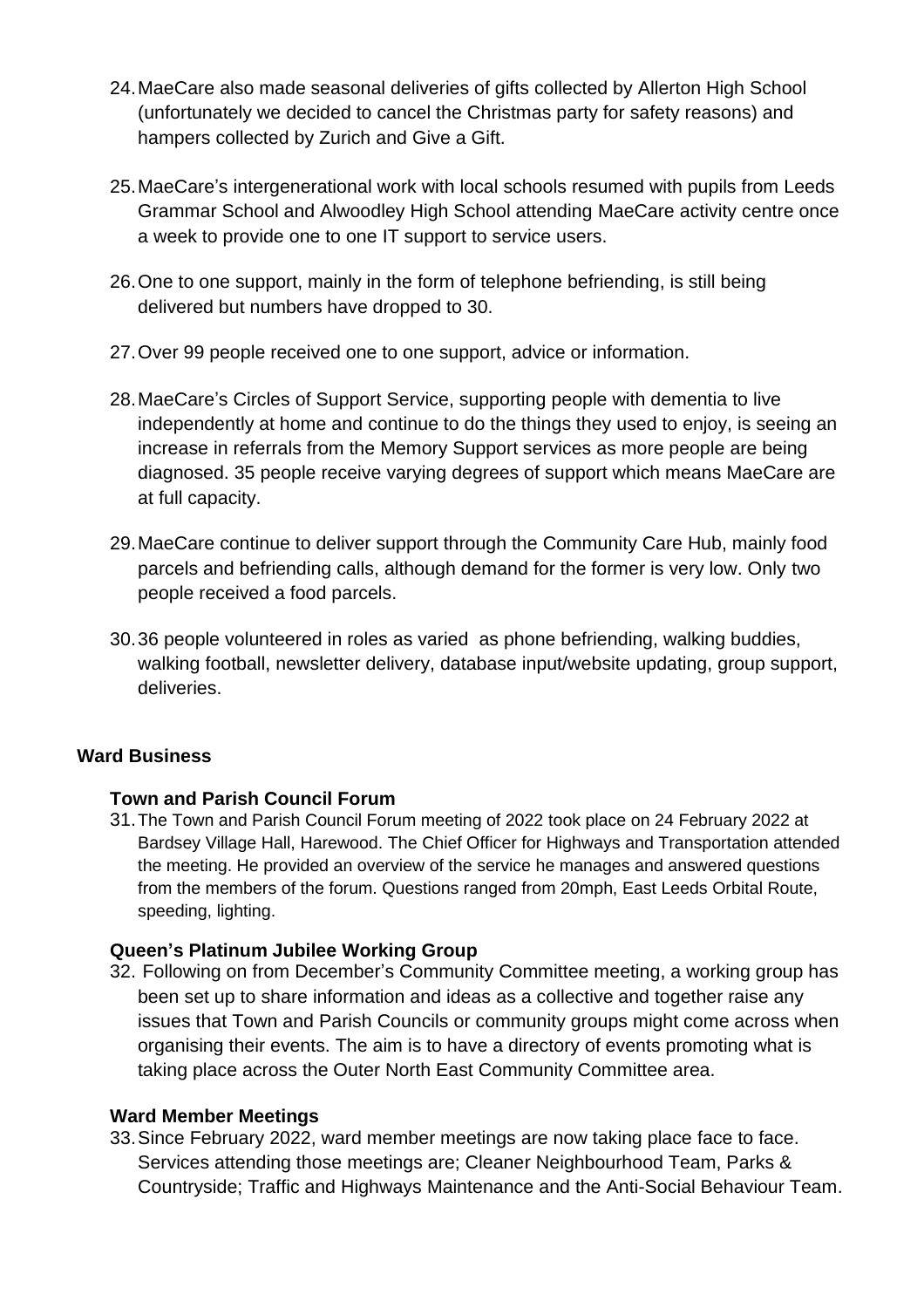24. MaeCare also made seasonal deliveries of gifts collected by Allerton High School (unfortunately we decided to cancel the Christmas party for safety reasons) and hampers collected by Zurich and Give a Gift.

25. MaeCare's intergenerational work with local schools resumed with pupils from Leeds Grammar School and Alwoodley High School attending MaeCare activity centre once a week to provide one to one IT support to service users.

26. One to one support, mainly in the form of telephone befriending, is still being delivered but numbers have dropped to 30.

27. Over 99 people received one to one support, advice or information.

28. MaeCare's Circles of Support Service, supporting people with dementia to live independently at home and continue to do the things they used to enjoy, is seeing an increase in referrals from the Memory Support services as more people are being diagnosed. 35 people receive varying degrees of support which means MaeCare are at full capacity.

29. MaeCare continue to deliver support through the Community Care Hub, mainly food parcels and befriending calls, although demand for the former is very low. Only two people received a food parcels.

30. 36 people volunteered in roles as varied as phone befriending, walking buddies, walking football, newsletter delivery, database input/website updating, group support, deliveries.

## Ward Business

### Town and Parish Council Forum

31. The Town and Parish Council Forum meeting of 2022 took place on 24 February 2022 at Bardsey Village Hall, Harewood. The Chief Officer for Highways and Transportation attended the meeting. He provided an overview of the service he manages and answered questions from the members of the forum. Questions ranged from 20mph, East Leeds Orbital Route, speeding, lighting.

### Queen's Platinum Jubilee Working Group

32. Following on from December's Community Committee meeting, a working group has been set up to share information and ideas as a collective and together raise any issues that Town and Parish Councils or community groups might come across when organising their events. The aim is to have a directory of events promoting what is taking place across the Outer North East Community Committee area.

### Ward Member Meetings

33. Since February 2022, ward member meetings are now taking place face to face. Services attending those meetings are; Cleaner Neighbourhood Team, Parks & Countryside; Traffic and Highways Maintenance and the Anti-Social Behaviour Team.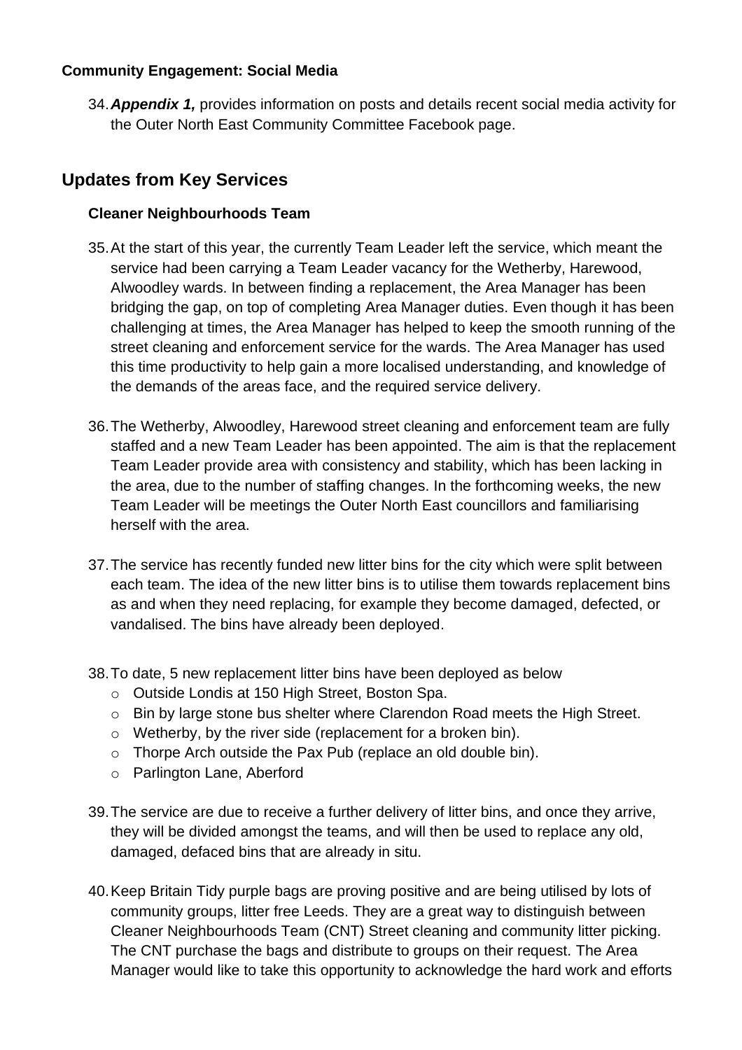**Community Engagement: Social Media**

34. ***Appendix 1,*** provides information on posts and details recent social media activity for the Outer North East Community Committee Facebook page.

## Updates from Key Services

**Cleaner Neighbourhoods Team**

35. At the start of this year, the currently Team Leader left the service, which meant the service had been carrying a Team Leader vacancy for the Wetherby, Harewood, Alwoodley wards. In between finding a replacement, the Area Manager has been bridging the gap, on top of completing Area Manager duties. Even though it has been challenging at times, the Area Manager has helped to keep the smooth running of the street cleaning and enforcement service for the wards. The Area Manager has used this time productivity to help gain a more localised understanding, and knowledge of the demands of the areas face, and the required service delivery.

36. The Wetherby, Alwoodley, Harewood street cleaning and enforcement team are fully staffed and a new Team Leader has been appointed. The aim is that the replacement Team Leader provide area with consistency and stability, which has been lacking in the area, due to the number of staffing changes. In the forthcoming weeks, the new Team Leader will be meetings the Outer North East councillors and familiarising herself with the area.

37. The service has recently funded new litter bins for the city which were split between each team. The idea of the new litter bins is to utilise them towards replacement bins as and when they need replacing, for example they become damaged, defected, or vandalised. The bins have already been deployed.

38. To date, 5 new replacement litter bins have been deployed as below
    - Outside Londis at 150 High Street, Boston Spa.
    - Bin by large stone bus shelter where Clarendon Road meets the High Street.
    - Wetherby, by the river side (replacement for a broken bin).
    - Thorpe Arch outside the Pax Pub (replace an old double bin).
    - Parlington Lane, Aberford

39. The service are due to receive a further delivery of litter bins, and once they arrive, they will be divided amongst the teams, and will then be used to replace any old, damaged, defaced bins that are already in situ.

40. Keep Britain Tidy purple bags are proving positive and are being utilised by lots of community groups, litter free Leeds. They are a great way to distinguish between Cleaner Neighbourhoods Team (CNT) Street cleaning and community litter picking. The CNT purchase the bags and distribute to groups on their request. The Area Manager would like to take this opportunity to acknowledge the hard work and efforts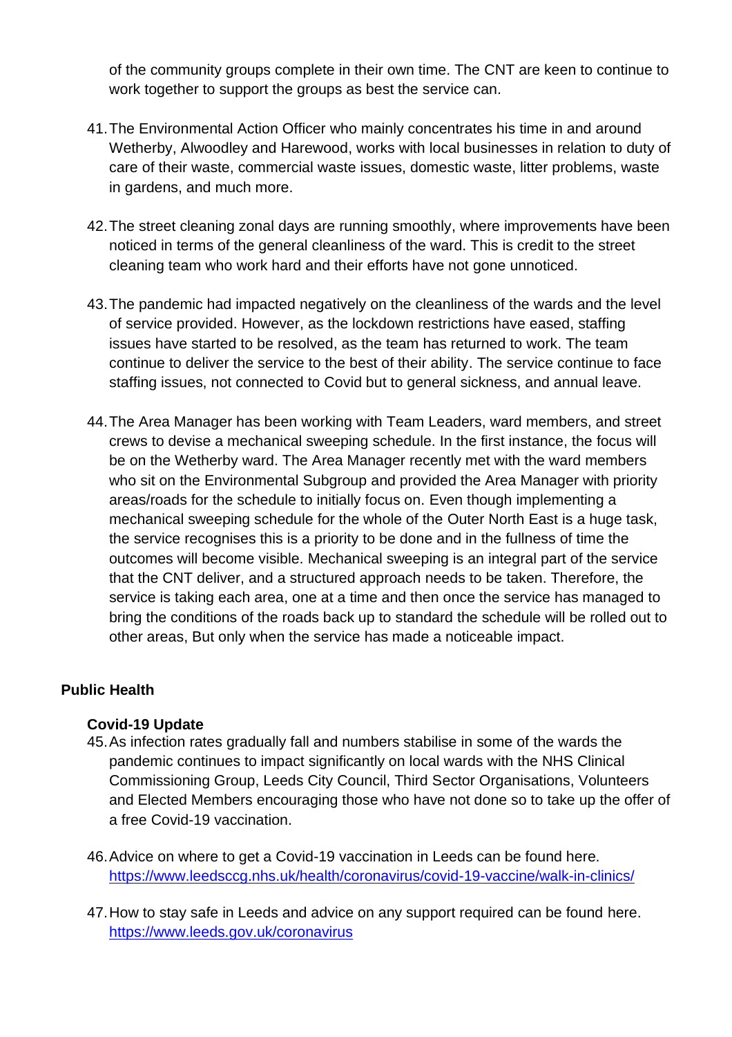of the community groups complete in their own time. The CNT are keen to continue to work together to support the groups as best the service can.

41. The Environmental Action Officer who mainly concentrates his time in and around Wetherby, Alwoodley and Harewood, works with local businesses in relation to duty of care of their waste, commercial waste issues, domestic waste, litter problems, waste in gardens, and much more.

42. The street cleaning zonal days are running smoothly, where improvements have been noticed in terms of the general cleanliness of the ward. This is credit to the street cleaning team who work hard and their efforts have not gone unnoticed.

43. The pandemic had impacted negatively on the cleanliness of the wards and the level of service provided. However, as the lockdown restrictions have eased, staffing issues have started to be resolved, as the team has returned to work. The team continue to deliver the service to the best of their ability. The service continue to face staffing issues, not connected to Covid but to general sickness, and annual leave.

44. The Area Manager has been working with Team Leaders, ward members, and street crews to devise a mechanical sweeping schedule. In the first instance, the focus will be on the Wetherby ward. The Area Manager recently met with the ward members who sit on the Environmental Subgroup and provided the Area Manager with priority areas/roads for the schedule to initially focus on. Even though implementing a mechanical sweeping schedule for the whole of the Outer North East is a huge task, the service recognises this is a priority to be done and in the fullness of time the outcomes will become visible. Mechanical sweeping is an integral part of the service that the CNT deliver, and a structured approach needs to be taken. Therefore, the service is taking each area, one at a time and then once the service has managed to bring the conditions of the roads back up to standard the schedule will be rolled out to other areas, But only when the service has made a noticeable impact.

## Public Health

### Covid-19 Update

45. As infection rates gradually fall and numbers stabilise in some of the wards the pandemic continues to impact significantly on local wards with the NHS Clinical Commissioning Group, Leeds City Council, Third Sector Organisations, Volunteers and Elected Members encouraging those who have not done so to take up the offer of a free Covid-19 vaccination.

46. Advice on where to get a Covid-19 vaccination in Leeds can be found here. https://www.leedsccg.nhs.uk/health/coronavirus/covid-19-vaccine/walk-in-clinics/

47. How to stay safe in Leeds and advice on any support required can be found here. https://www.leeds.gov.uk/coronavirus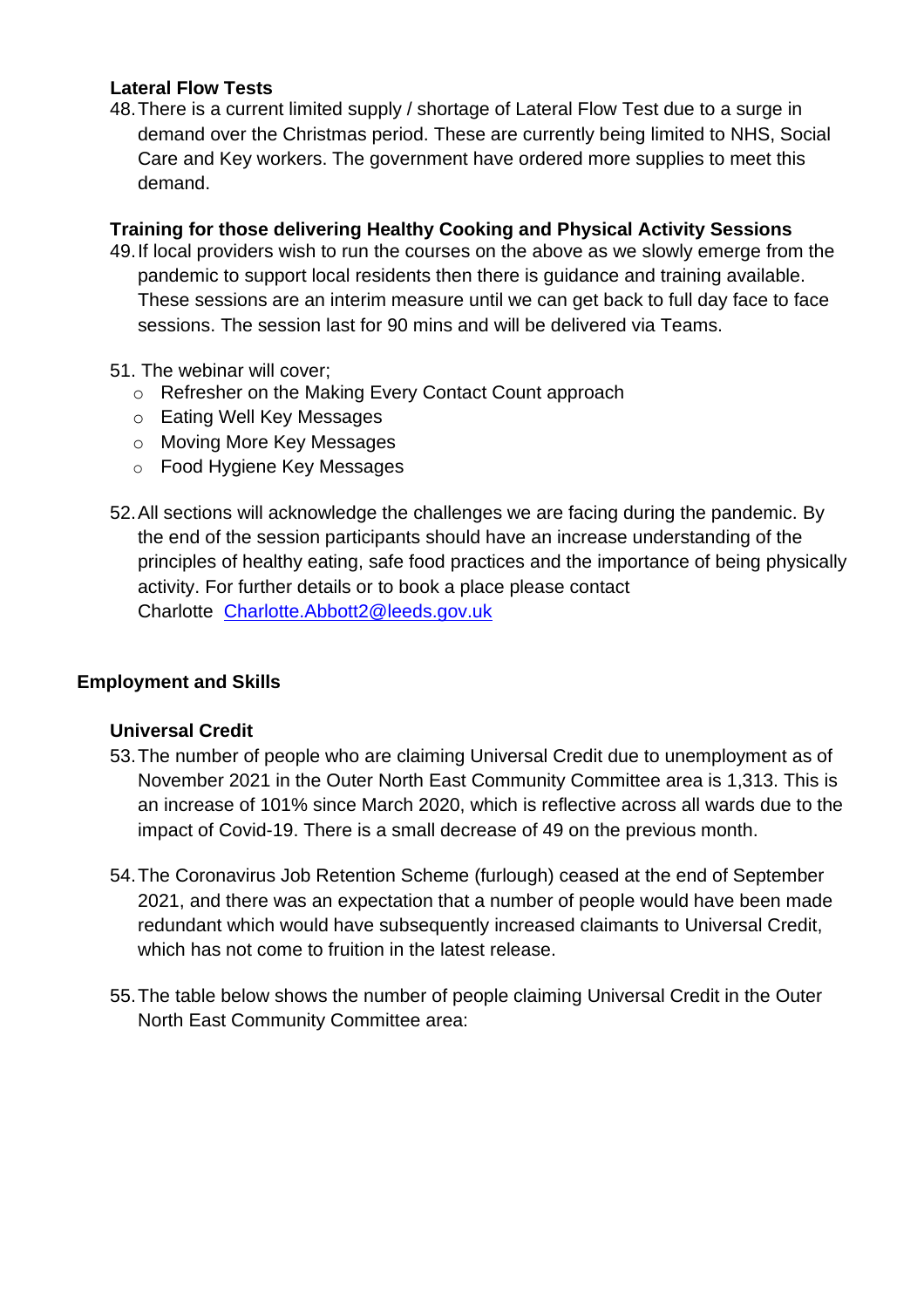**Lateral Flow Tests**

48. There is a current limited supply / shortage of Lateral Flow Test due to a surge in demand over the Christmas period. These are currently being limited to NHS, Social Care and Key workers. The government have ordered more supplies to meet this demand.

**Training for those delivering Healthy Cooking and Physical Activity Sessions**

49. If local providers wish to run the courses on the above as we slowly emerge from the pandemic to support local residents then there is guidance and training available. These sessions are an interim measure until we can get back to full day face to face sessions. The session last for 90 mins and will be delivered via Teams.

51. The webinar will cover;
    - Refresher on the Making Every Contact Count approach
    - Eating Well Key Messages
    - Moving More Key Messages
    - Food Hygiene Key Messages

52. All sections will acknowledge the challenges we are facing during the pandemic. By the end of the session participants should have an increase understanding of the principles of healthy eating, safe food practices and the importance of being physically activity. For further details or to book a place please contact Charlotte Charlotte.Abbott2@leeds.gov.uk

## Employment and Skills

**Universal Credit**

53. The number of people who are claiming Universal Credit due to unemployment as of November 2021 in the Outer North East Community Committee area is 1,313. This is an increase of 101% since March 2020, which is reflective across all wards due to the impact of Covid-19. There is a small decrease of 49 on the previous month.

54. The Coronavirus Job Retention Scheme (furlough) ceased at the end of September 2021, and there was an expectation that a number of people would have been made redundant which would have subsequently increased claimants to Universal Credit, which has not come to fruition in the latest release.

55. The table below shows the number of people claiming Universal Credit in the Outer North East Community Committee area: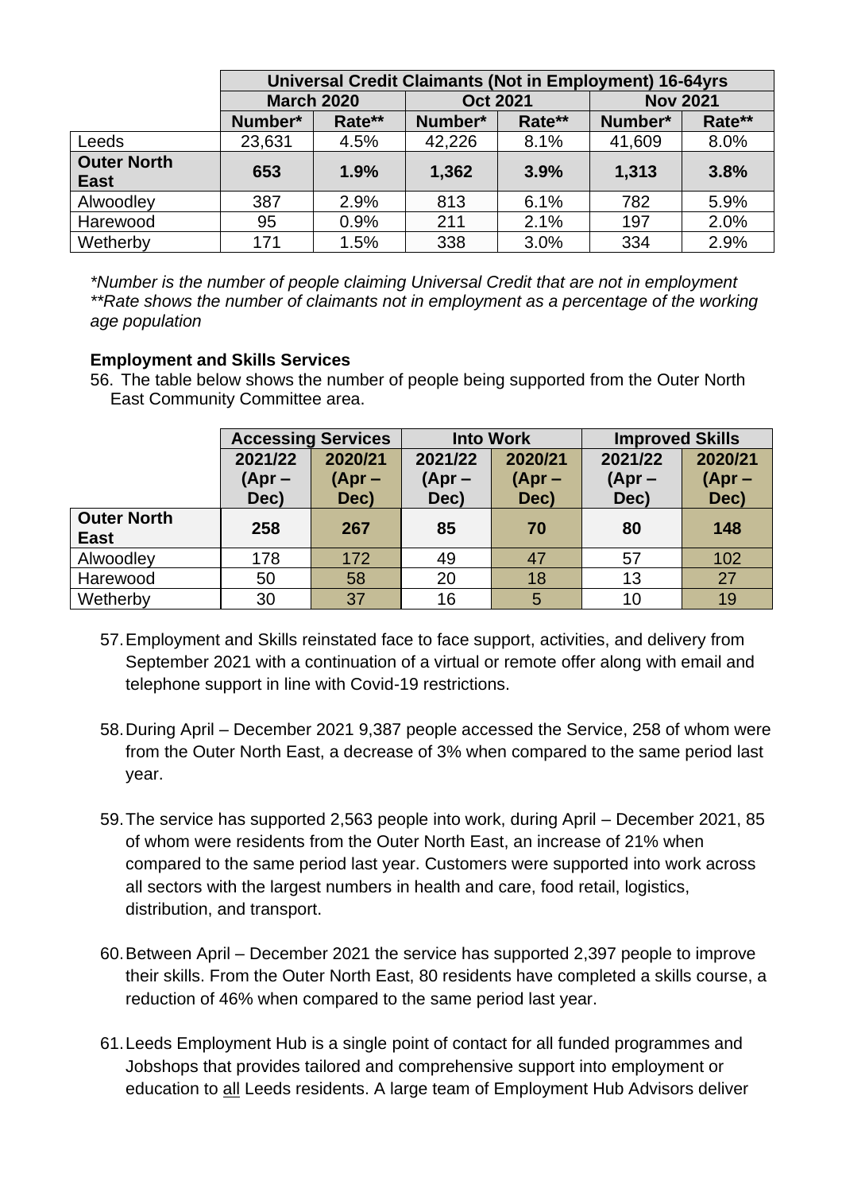| | Universal Credit Claimants (Not in Employment) 16-64yrs | | | | | |
|---|---|---|---|---|---|---|
| | March 2020 | | Oct 2021 | | Nov 2021 | |
| | Number* | Rate** | Number* | Rate** | Number* | Rate** |
| Leeds | 23,631 | 4.5% | 42,226 | 8.1% | 41,609 | 8.0% |
| **Outer North East** | **653** | **1.9%** | **1,362** | **3.9%** | **1,313** | **3.8%** |
| Alwoodley | 387 | 2.9% | 813 | 6.1% | 782 | 5.9% |
| Harewood | 95 | 0.9% | 211 | 2.1% | 197 | 2.0% |
| Wetherby | 171 | 1.5% | 338 | 3.0% | 334 | 2.9% |

*\*Number is the number of people claiming Universal Credit that are not in employment*
*\*\*Rate shows the number of claimants not in employment as a percentage of the working age population*

**Employment and Skills Services**

56. The table below shows the number of people being supported from the Outer North East Community Committee area.

| | Accessing Services | | Into Work | | Improved Skills | |
|---|---|---|---|---|---|---|
| | 2021/22 (Apr – Dec) | 2020/21 (Apr – Dec) | 2021/22 (Apr – Dec) | 2020/21 (Apr – Dec) | 2021/22 (Apr – Dec) | 2020/21 (Apr – Dec) |
| **Outer North East** | **258** | **267** | **85** | **70** | **80** | **148** |
| Alwoodley | 178 | 172 | 49 | 47 | 57 | 102 |
| Harewood | 50 | 58 | 20 | 18 | 13 | 27 |
| Wetherby | 30 | 37 | 16 | 5 | 10 | 19 |

57. Employment and Skills reinstated face to face support, activities, and delivery from September 2021 with a continuation of a virtual or remote offer along with email and telephone support in line with Covid-19 restrictions.

58. During April – December 2021 9,387 people accessed the Service, 258 of whom were from the Outer North East, a decrease of 3% when compared to the same period last year.

59. The service has supported 2,563 people into work, during April – December 2021, 85 of whom were residents from the Outer North East, an increase of 21% when compared to the same period last year. Customers were supported into work across all sectors with the largest numbers in health and care, food retail, logistics, distribution, and transport.

60. Between April – December 2021 the service has supported 2,397 people to improve their skills. From the Outer North East, 80 residents have completed a skills course, a reduction of 46% when compared to the same period last year.

61. Leeds Employment Hub is a single point of contact for all funded programmes and Jobshops that provides tailored and comprehensive support into employment or education to all Leeds residents. A large team of Employment Hub Advisors deliver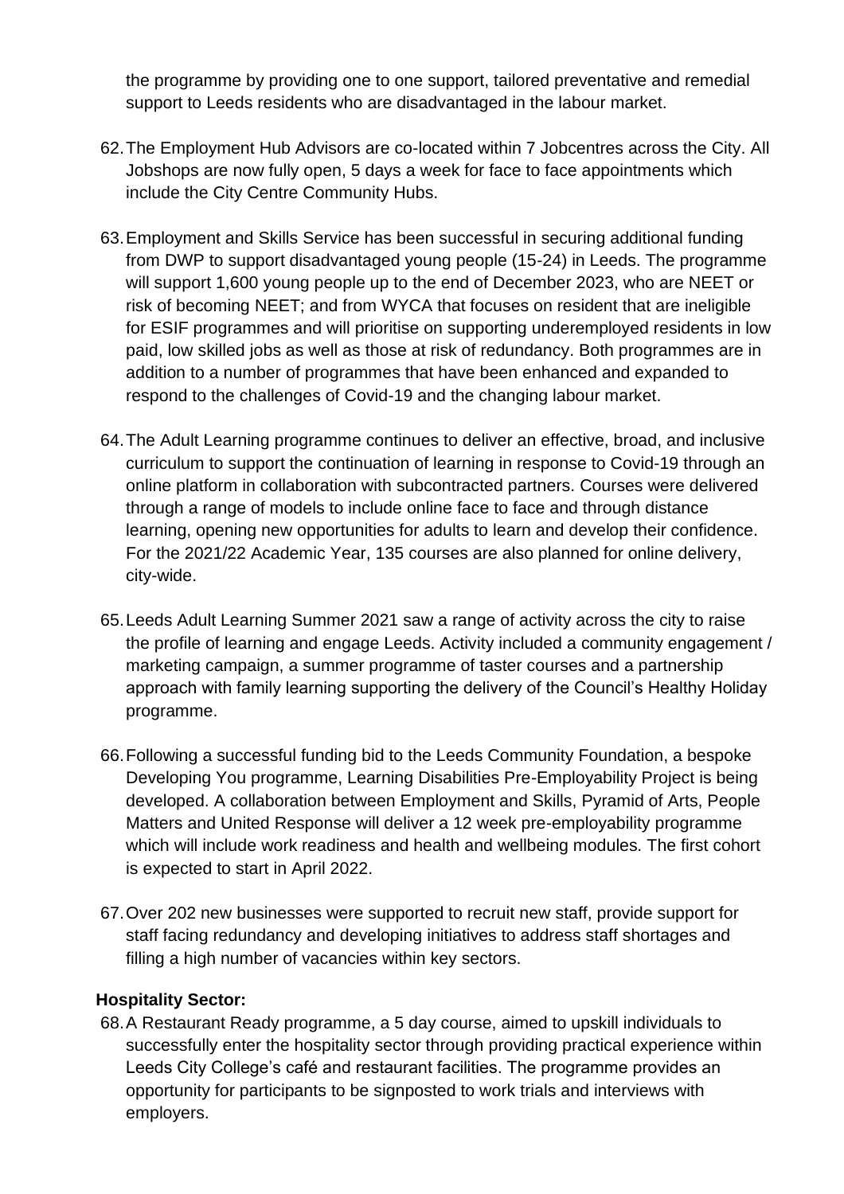the programme by providing one to one support, tailored preventative and remedial support to Leeds residents who are disadvantaged in the labour market.

62. The Employment Hub Advisors are co-located within 7 Jobcentres across the City. All Jobshops are now fully open, 5 days a week for face to face appointments which include the City Centre Community Hubs.

63. Employment and Skills Service has been successful in securing additional funding from DWP to support disadvantaged young people (15-24) in Leeds. The programme will support 1,600 young people up to the end of December 2023, who are NEET or risk of becoming NEET; and from WYCA that focuses on resident that are ineligible for ESIF programmes and will prioritise on supporting underemployed residents in low paid, low skilled jobs as well as those at risk of redundancy. Both programmes are in addition to a number of programmes that have been enhanced and expanded to respond to the challenges of Covid-19 and the changing labour market.

64. The Adult Learning programme continues to deliver an effective, broad, and inclusive curriculum to support the continuation of learning in response to Covid-19 through an online platform in collaboration with subcontracted partners. Courses were delivered through a range of models to include online face to face and through distance learning, opening new opportunities for adults to learn and develop their confidence. For the 2021/22 Academic Year, 135 courses are also planned for online delivery, city-wide.

65. Leeds Adult Learning Summer 2021 saw a range of activity across the city to raise the profile of learning and engage Leeds. Activity included a community engagement / marketing campaign, a summer programme of taster courses and a partnership approach with family learning supporting the delivery of the Council's Healthy Holiday programme.

66. Following a successful funding bid to the Leeds Community Foundation, a bespoke Developing You programme, Learning Disabilities Pre-Employability Project is being developed. A collaboration between Employment and Skills, Pyramid of Arts, People Matters and United Response will deliver a 12 week pre-employability programme which will include work readiness and health and wellbeing modules. The first cohort is expected to start in April 2022.

67. Over 202 new businesses were supported to recruit new staff, provide support for staff facing redundancy and developing initiatives to address staff shortages and filling a high number of vacancies within key sectors.

**Hospitality Sector:**

68. A Restaurant Ready programme, a 5 day course, aimed to upskill individuals to successfully enter the hospitality sector through providing practical experience within Leeds City College's café and restaurant facilities. The programme provides an opportunity for participants to be signposted to work trials and interviews with employers.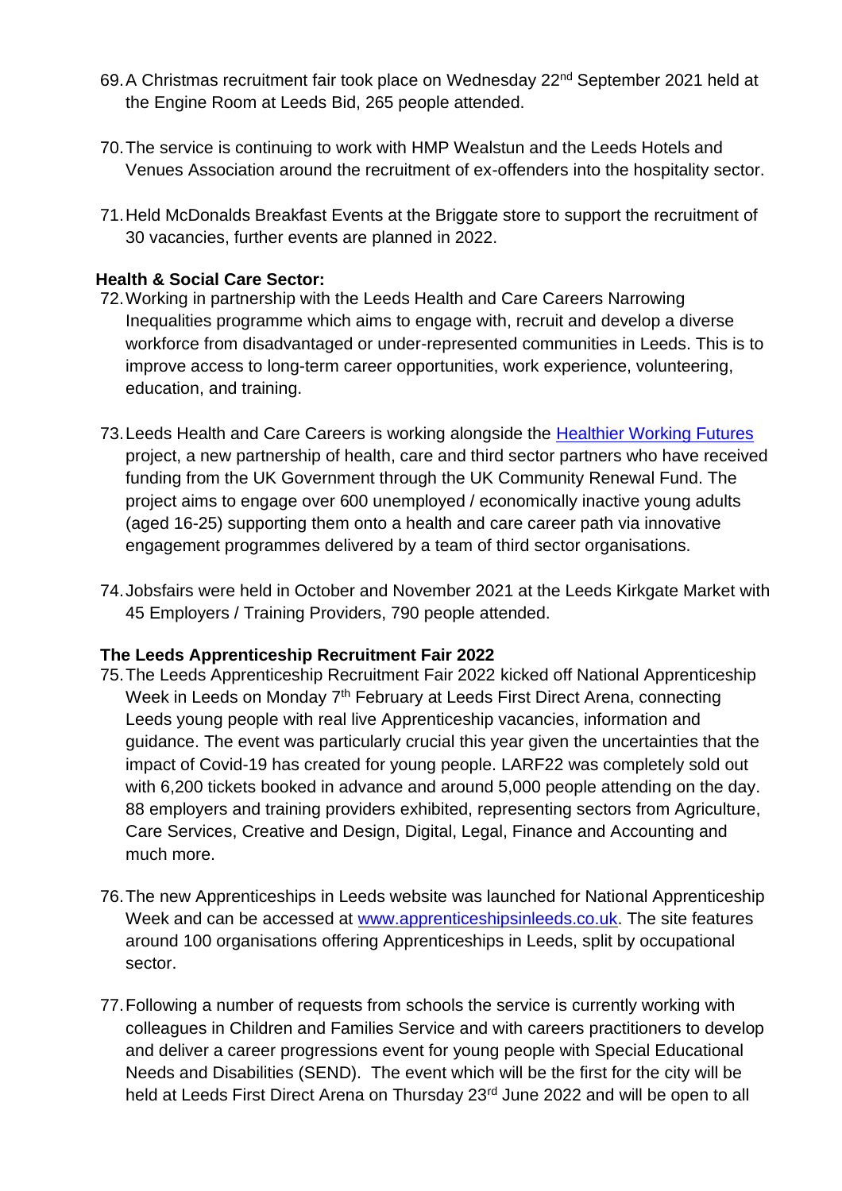69. A Christmas recruitment fair took place on Wednesday 22nd September 2021 held at the Engine Room at Leeds Bid, 265 people attended.

70. The service is continuing to work with HMP Wealstun and the Leeds Hotels and Venues Association around the recruitment of ex-offenders into the hospitality sector.

71. Held McDonalds Breakfast Events at the Briggate store to support the recruitment of 30 vacancies, further events are planned in 2022.

**Health & Social Care Sector:**

72. Working in partnership with the Leeds Health and Care Careers Narrowing Inequalities programme which aims to engage with, recruit and develop a diverse workforce from disadvantaged or under-represented communities in Leeds. This is to improve access to long-term career opportunities, work experience, volunteering, education, and training.

73. Leeds Health and Care Careers is working alongside the [Healthier Working Futures] project, a new partnership of health, care and third sector partners who have received funding from the UK Government through the UK Community Renewal Fund. The project aims to engage over 600 unemployed / economically inactive young adults (aged 16-25) supporting them onto a health and care career path via innovative engagement programmes delivered by a team of third sector organisations.

74. Jobsfairs were held in October and November 2021 at the Leeds Kirkgate Market with 45 Employers / Training Providers, 790 people attended.

**The Leeds Apprenticeship Recruitment Fair 2022**

75. The Leeds Apprenticeship Recruitment Fair 2022 kicked off National Apprenticeship Week in Leeds on Monday 7th February at Leeds First Direct Arena, connecting Leeds young people with real live Apprenticeship vacancies, information and guidance. The event was particularly crucial this year given the uncertainties that the impact of Covid-19 has created for young people. LARF22 was completely sold out with 6,200 tickets booked in advance and around 5,000 people attending on the day. 88 employers and training providers exhibited, representing sectors from Agriculture, Care Services, Creative and Design, Digital, Legal, Finance and Accounting and much more.

76. The new Apprenticeships in Leeds website was launched for National Apprenticeship Week and can be accessed at www.apprenticeshipsinleeds.co.uk. The site features around 100 organisations offering Apprenticeships in Leeds, split by occupational sector.

77. Following a number of requests from schools the service is currently working with colleagues in Children and Families Service and with careers practitioners to develop and deliver a career progressions event for young people with Special Educational Needs and Disabilities (SEND). The event which will be the first for the city will be held at Leeds First Direct Arena on Thursday 23rd June 2022 and will be open to all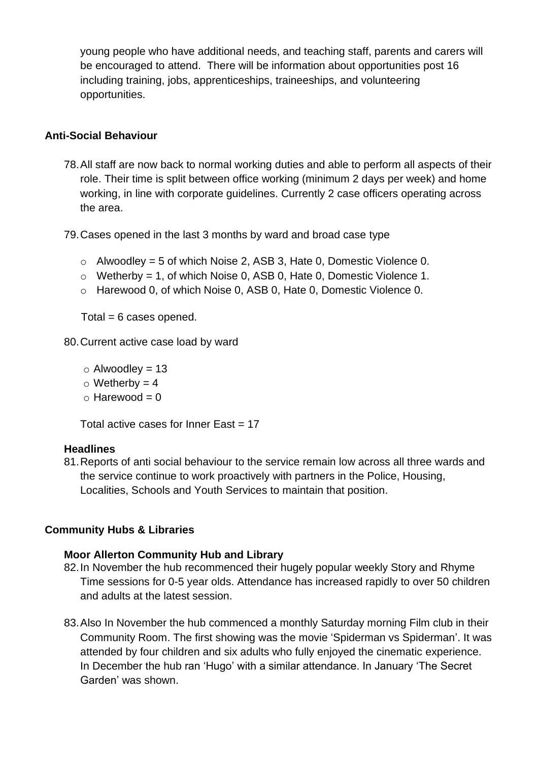young people who have additional needs, and teaching staff, parents and carers will be encouraged to attend. There will be information about opportunities post 16 including training, jobs, apprenticeships, traineeships, and volunteering opportunities.

## Anti-Social Behaviour

78. All staff are now back to normal working duties and able to perform all aspects of their role. Their time is split between office working (minimum 2 days per week) and home working, in line with corporate guidelines. Currently 2 case officers operating across the area.

79. Cases opened in the last 3 months by ward and broad case type

    - Alwoodley = 5 of which Noise 2, ASB 3, Hate 0, Domestic Violence 0.
    - Wetherby = 1, of which Noise 0, ASB 0, Hate 0, Domestic Violence 1.
    - Harewood 0, of which Noise 0, ASB 0, Hate 0, Domestic Violence 0.

    Total = 6 cases opened.

80. Current active case load by ward

    - Alwoodley = 13
    - Wetherby = 4
    - Harewood = 0

    Total active cases for Inner East = 17

### Headlines

81. Reports of anti social behaviour to the service remain low across all three wards and the service continue to work proactively with partners in the Police, Housing, Localities, Schools and Youth Services to maintain that position.

## Community Hubs & Libraries

### Moor Allerton Community Hub and Library

82. In November the hub recommenced their hugely popular weekly Story and Rhyme Time sessions for 0-5 year olds. Attendance has increased rapidly to over 50 children and adults at the latest session.

83. Also In November the hub commenced a monthly Saturday morning Film club in their Community Room. The first showing was the movie 'Spiderman vs Spiderman'. It was attended by four children and six adults who fully enjoyed the cinematic experience. In December the hub ran 'Hugo' with a similar attendance. In January 'The Secret Garden' was shown.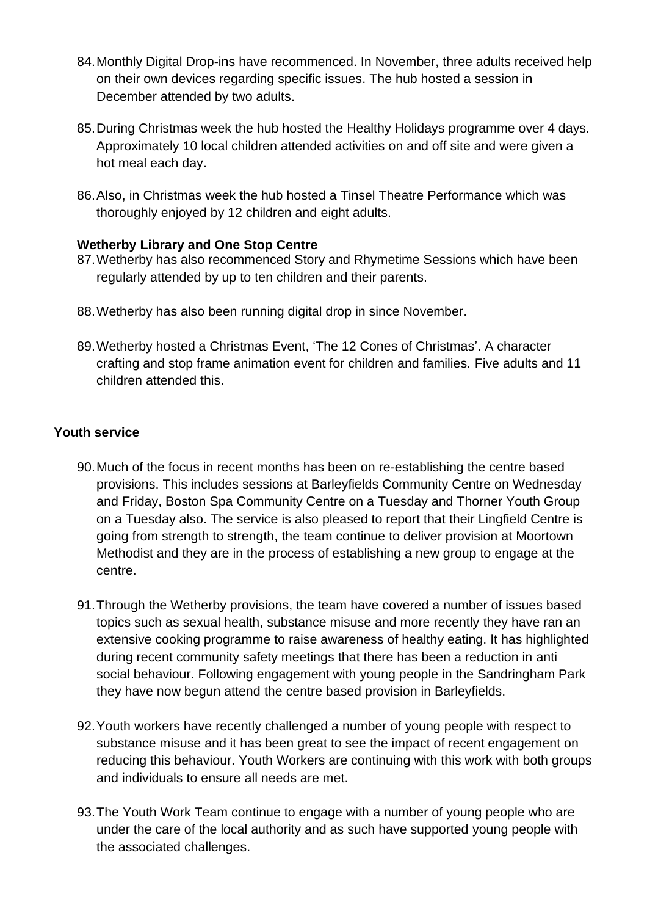84. Monthly Digital Drop-ins have recommenced. In November, three adults received help on their own devices regarding specific issues. The hub hosted a session in December attended by two adults.

85. During Christmas week the hub hosted the Healthy Holidays programme over 4 days. Approximately 10 local children attended activities on and off site and were given a hot meal each day.

86. Also, in Christmas week the hub hosted a Tinsel Theatre Performance which was thoroughly enjoyed by 12 children and eight adults.

**Wetherby Library and One Stop Centre**

87. Wetherby has also recommenced Story and Rhymetime Sessions which have been regularly attended by up to ten children and their parents.

88. Wetherby has also been running digital drop in since November.

89. Wetherby hosted a Christmas Event, 'The 12 Cones of Christmas'. A character crafting and stop frame animation event for children and families. Five adults and 11 children attended this.

**Youth service**

90. Much of the focus in recent months has been on re-establishing the centre based provisions. This includes sessions at Barleyfields Community Centre on Wednesday and Friday, Boston Spa Community Centre on a Tuesday and Thorner Youth Group on a Tuesday also. The service is also pleased to report that their Lingfield Centre is going from strength to strength, the team continue to deliver provision at Moortown Methodist and they are in the process of establishing a new group to engage at the centre.

91. Through the Wetherby provisions, the team have covered a number of issues based topics such as sexual health, substance misuse and more recently they have ran an extensive cooking programme to raise awareness of healthy eating. It has highlighted during recent community safety meetings that there has been a reduction in anti social behaviour. Following engagement with young people in the Sandringham Park they have now begun attend the centre based provision in Barleyfields.

92. Youth workers have recently challenged a number of young people with respect to substance misuse and it has been great to see the impact of recent engagement on reducing this behaviour. Youth Workers are continuing with this work with both groups and individuals to ensure all needs are met.

93. The Youth Work Team continue to engage with a number of young people who are under the care of the local authority and as such have supported young people with the associated challenges.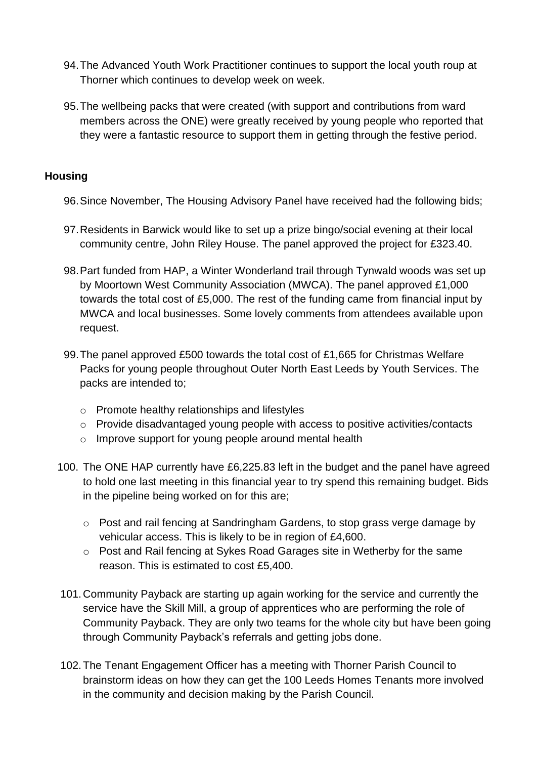94. The Advanced Youth Work Practitioner continues to support the local youth roup at Thorner which continues to develop week on week.

95. The wellbeing packs that were created (with support and contributions from ward members across the ONE) were greatly received by young people who reported that they were a fantastic resource to support them in getting through the festive period.

**Housing**

96. Since November, The Housing Advisory Panel have received had the following bids;

97. Residents in Barwick would like to set up a prize bingo/social evening at their local community centre, John Riley House. The panel approved the project for £323.40.

98. Part funded from HAP, a Winter Wonderland trail through Tynwald woods was set up by Moortown West Community Association (MWCA). The panel approved £1,000 towards the total cost of £5,000. The rest of the funding came from financial input by MWCA and local businesses. Some lovely comments from attendees available upon request.

99. The panel approved £500 towards the total cost of £1,665 for Christmas Welfare Packs for young people throughout Outer North East Leeds by Youth Services. The packs are intended to;
    - Promote healthy relationships and lifestyles
    - Provide disadvantaged young people with access to positive activities/contacts
    - Improve support for young people around mental health

100. The ONE HAP currently have £6,225.83 left in the budget and the panel have agreed to hold one last meeting in this financial year to try spend this remaining budget. Bids in the pipeline being worked on for this are;
    - Post and rail fencing at Sandringham Gardens, to stop grass verge damage by vehicular access. This is likely to be in region of £4,600.
    - Post and Rail fencing at Sykes Road Garages site in Wetherby for the same reason. This is estimated to cost £5,400.

101. Community Payback are starting up again working for the service and currently the service have the Skill Mill, a group of apprentices who are performing the role of Community Payback. They are only two teams for the whole city but have been going through Community Payback's referrals and getting jobs done.

102. The Tenant Engagement Officer has a meeting with Thorner Parish Council to brainstorm ideas on how they can get the 100 Leeds Homes Tenants more involved in the community and decision making by the Parish Council.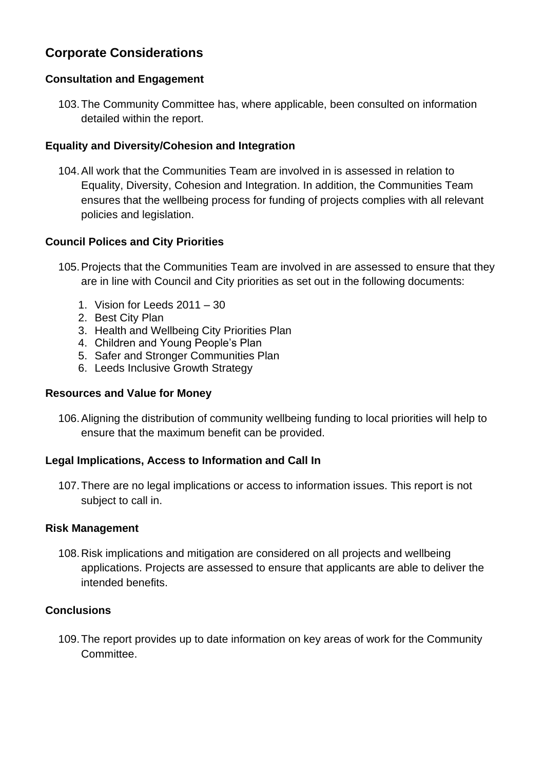## Corporate Considerations

### Consultation and Engagement

103. The Community Committee has, where applicable, been consulted on information detailed within the report.

### Equality and Diversity/Cohesion and Integration

104. All work that the Communities Team are involved in is assessed in relation to Equality, Diversity, Cohesion and Integration. In addition, the Communities Team ensures that the wellbeing process for funding of projects complies with all relevant policies and legislation.

### Council Polices and City Priorities

105. Projects that the Communities Team are involved in are assessed to ensure that they are in line with Council and City priorities as set out in the following documents:

    1. Vision for Leeds 2011 – 30
    2. Best City Plan
    3. Health and Wellbeing City Priorities Plan
    4. Children and Young People's Plan
    5. Safer and Stronger Communities Plan
    6. Leeds Inclusive Growth Strategy

### Resources and Value for Money

106. Aligning the distribution of community wellbeing funding to local priorities will help to ensure that the maximum benefit can be provided.

### Legal Implications, Access to Information and Call In

107. There are no legal implications or access to information issues. This report is not subject to call in.

### Risk Management

108. Risk implications and mitigation are considered on all projects and wellbeing applications. Projects are assessed to ensure that applicants are able to deliver the intended benefits.

### Conclusions

109. The report provides up to date information on key areas of work for the Community Committee.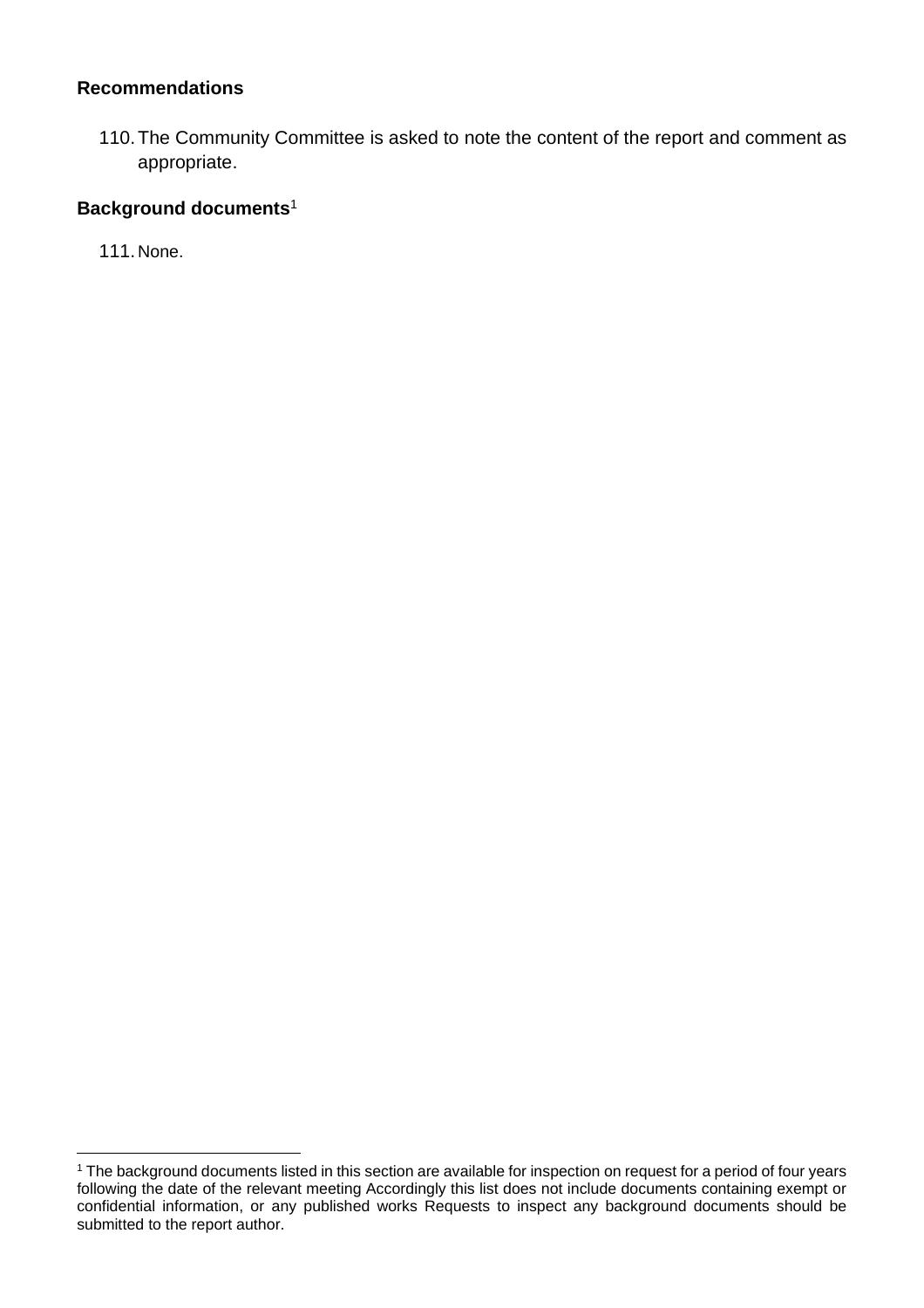**Recommendations**

110. The Community Committee is asked to note the content of the report and comment as appropriate.

**Background documents**[1]

111. None.

[1] The background documents listed in this section are available for inspection on request for a period of four years following the date of the relevant meeting Accordingly this list does not include documents containing exempt or confidential information, or any published works Requests to inspect any background documents should be submitted to the report author.